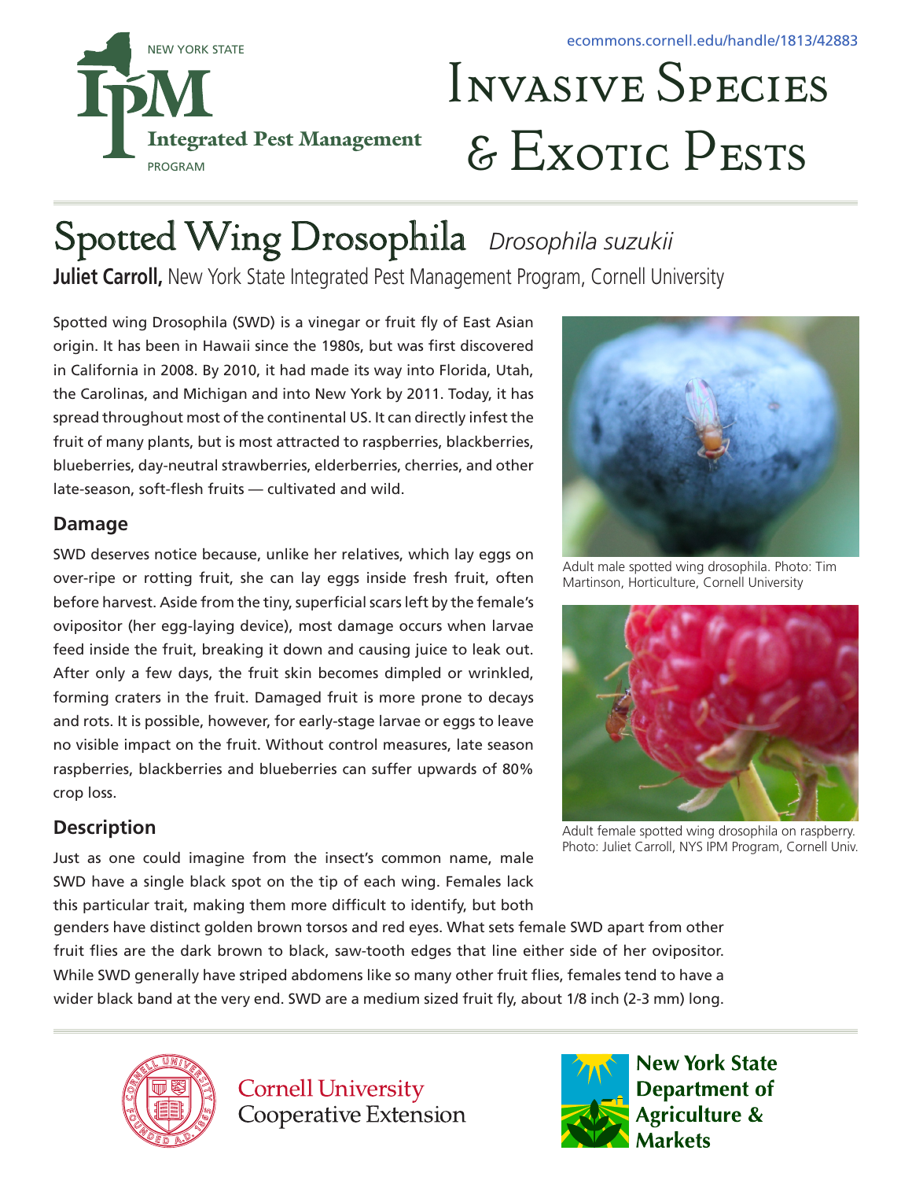ecommons.cornell.edu/handle/1813/42883

NEW YORK STATE Integrated Pest Management PROGRAM

# Invasive Species & Exotic Pests

# Spotted Wing Drosophila *Drosophila suzukii*

**Juliet Carroll,** New York State Integrated Pest Management Program, Cornell University

Spotted wing Drosophila (SWD) is a vinegar or fruit fly of East Asian origin. It has been in Hawaii since the 1980s, but was first discovered in California in 2008. By 2010, it had made its way into Florida, Utah, the Carolinas, and Michigan and into New York by 2011. Today, it has spread throughout most of the continental US. It can directly infest the fruit of many plants, but is most attracted to raspberries, blackberries, blueberries, day-neutral strawberries, elderberries, cherries, and other late-season, soft-flesh fruits — cultivated and wild.

Adult male spotted wing drosophila. Photo: Tim Martinson, Horticulture, Cornell University

Adult female spotted wing drosophila on raspberry. Photo: Juliet Carroll, NYS IPM Program, Cornell Univ.

## Damage

SWD deserves notice because, unlike her relatives, which lay eggs on over-ripe or rotting fruit, she can lay eggs inside fresh fruit, often before harvest. Aside from the tiny, superficial scars left by the female's ovipositor (her egg-laying device), most damage occurs when larvae feed inside the fruit, breaking it down and causing juice to leak out. After only a few days, the fruit skin becomes dimpled or wrinkled, forming craters in the fruit. Damaged fruit is more prone to decays and rots. It is possible, however, for early-stage larvae or eggs to leave no visible impact on the fruit. Without control measures, late season raspberries, blackberries and blueberries can suffer upwards of 80% crop loss.

## Description

Just as one could imagine from the insect's common name, male SWD have a single black spot on the tip of each wing. Females lack this particular trait, making them more difficult to identify, but both genders have distinct golden brown torsos and red eyes. What sets female SWD apart from other fruit flies are the dark brown to black, saw-tooth edges that line either side of her ovipositor. While SWD generally have striped abdomens like so many other fruit flies, females tend to have a wider black band at the very end. SWD are a medium sized fruit fly, about 1/8 inch (2-3 mm) long.

Cornell University Cooperative Extension

New York State Department of Agriculture & Markets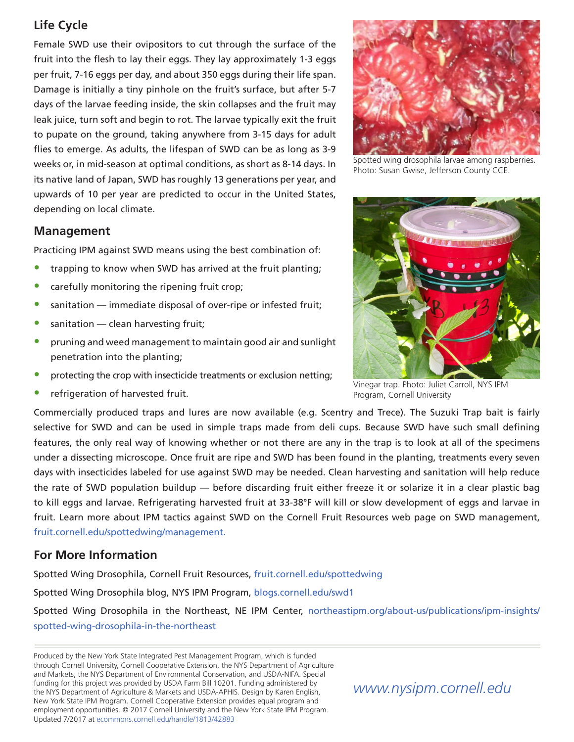## Life Cycle

Female SWD use their ovipositors to cut through the surface of the fruit into the flesh to lay their eggs. They lay approximately 1-3 eggs per fruit, 7-16 eggs per day, and about 350 eggs during their life span. Damage is initially a tiny pinhole on the fruit's surface, but after 5-7 days of the larvae feeding inside, the skin collapses and the fruit may leak juice, turn soft and begin to rot. The larvae typically exit the fruit to pupate on the ground, taking anywhere from 3-15 days for adult flies to emerge. As adults, the lifespan of SWD can be as long as 3-9 weeks or, in mid-season at optimal conditions, as short as 8-14 days. In its native land of Japan, SWD has roughly 13 generations per year, and upwards of 10 per year are predicted to occur in the United States, depending on local climate.

Spotted wing drosophila larvae among raspberries. Photo: Susan Gwise, Jefferson County CCE.

## Management

Practicing IPM against SWD means using the best combination of:

- trapping to know when SWD has arrived at the fruit planting;
- carefully monitoring the ripening fruit crop;
- sanitation — immediate disposal of over-ripe or infested fruit;
- sanitation — clean harvesting fruit;
- pruning and weed management to maintain good air and sunlight penetration into the planting;
- protecting the crop with insecticide treatments or exclusion netting;
- refrigeration of harvested fruit.

Vinegar trap. Photo: Juliet Carroll, NYS IPM Program, Cornell University

Commercially produced traps and lures are now available (e.g. Scentry and Trece). The Suzuki Trap bait is fairly selective for SWD and can be used in simple traps made from deli cups. Because SWD have such small defining features, the only real way of knowing whether or not there are any in the trap is to look at all of the specimens under a dissecting microscope. Once fruit are ripe and SWD has been found in the planting, treatments every seven days with insecticides labeled for use against SWD may be needed. Clean harvesting and sanitation will help reduce the rate of SWD population buildup — before discarding fruit either freeze it or solarize it in a clear plastic bag to kill eggs and larvae. Refrigerating harvested fruit at 33-38°F will kill or slow development of eggs and larvae in fruit. Learn more about IPM tactics against SWD on the Cornell Fruit Resources web page on SWD management, fruit.cornell.edu/spottedwing/management.

## For More Information

Spotted Wing Drosophila, Cornell Fruit Resources, fruit.cornell.edu/spottedwing

Spotted Wing Drosophila blog, NYS IPM Program, blogs.cornell.edu/swd1

Spotted Wing Drosophila in the Northeast, NE IPM Center, northeastipm.org/about-us/publications/ipm-insights/spotted-wing-drosophila-in-the-northeast

---

Produced by the New York State Integrated Pest Management Program, which is funded through Cornell University, Cornell Cooperative Extension, the NYS Department of Agriculture and Markets, the NYS Department of Environmental Conservation, and USDA-NIFA. Special funding for this project was provided by USDA Farm Bill 10201. Funding administered by the NYS Department of Agriculture & Markets and USDA-APHIS. Design by Karen English, New York State IPM Program. Cornell Cooperative Extension provides equal program and employment opportunities. © 2017 Cornell University and the New York State IPM Program. Updated 7/2017 at ecommons.cornell.edu/handle/1813/42883

*www.nysipm.cornell.edu*